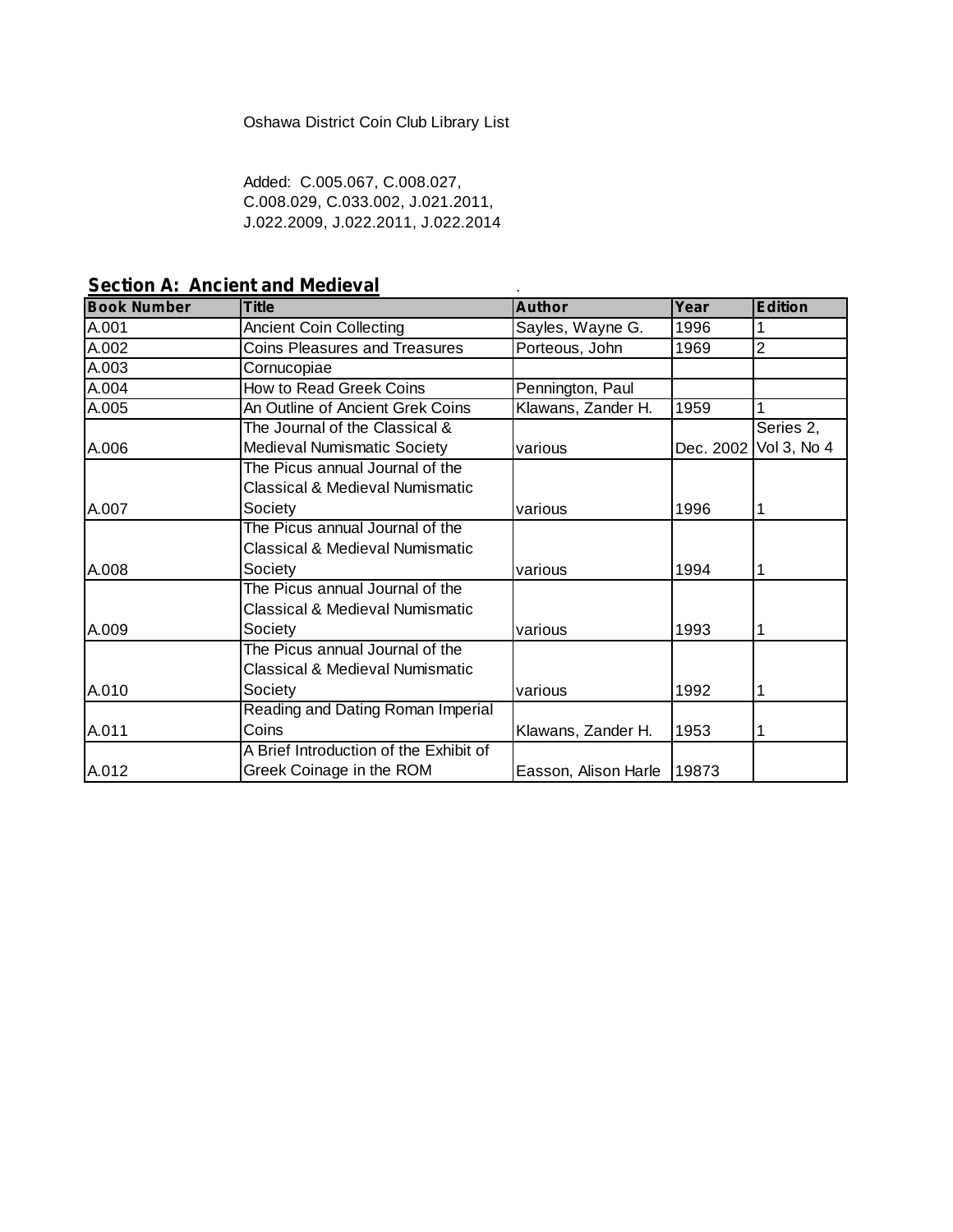Oshawa District Coin Club Library List

Added: C.005.067, C.008.027, C.008.029, C.033.002, J.021.2011, J.022.2009, J.022.2011, J.022.2014

## Section A: Ancient and Medieval

| Book Number | Title | Author | Year | Edition |
|---|---|---|---|---|
| A.001 | Ancient Coin Collecting | Sayles, Wayne G. | 1996 | 1 |
| A.002 | Coins Pleasures and Treasures | Porteous, John | 1969 | 2 |
| A.003 | Cornucopiae | | | |
| A.004 | How to Read Greek Coins | Pennington, Paul | | |
| A.005 | An Outline of Ancient Grek Coins | Klawans, Zander H. | 1959 | 1 |
| A.006 | The Journal of the Classical & Medieval Numismatic Society | various | Dec. 2002 | Series 2, Vol 3, No 4 |
| A.007 | The Picus annual Journal of the Classical & Medieval Numismatic Society | various | 1996 | 1 |
| A.008 | The Picus annual Journal of the Classical & Medieval Numismatic Society | various | 1994 | 1 |
| A.009 | The Picus annual Journal of the Classical & Medieval Numismatic Society | various | 1993 | 1 |
| A.010 | The Picus annual Journal of the Classical & Medieval Numismatic Society | various | 1992 | 1 |
| A.011 | Reading and Dating Roman Imperial Coins | Klawans, Zander H. | 1953 | 1 |
| A.012 | A Brief Introduction of the Exhibit of Greek Coinage in the ROM | Easson, Alison Harle | 19873 | |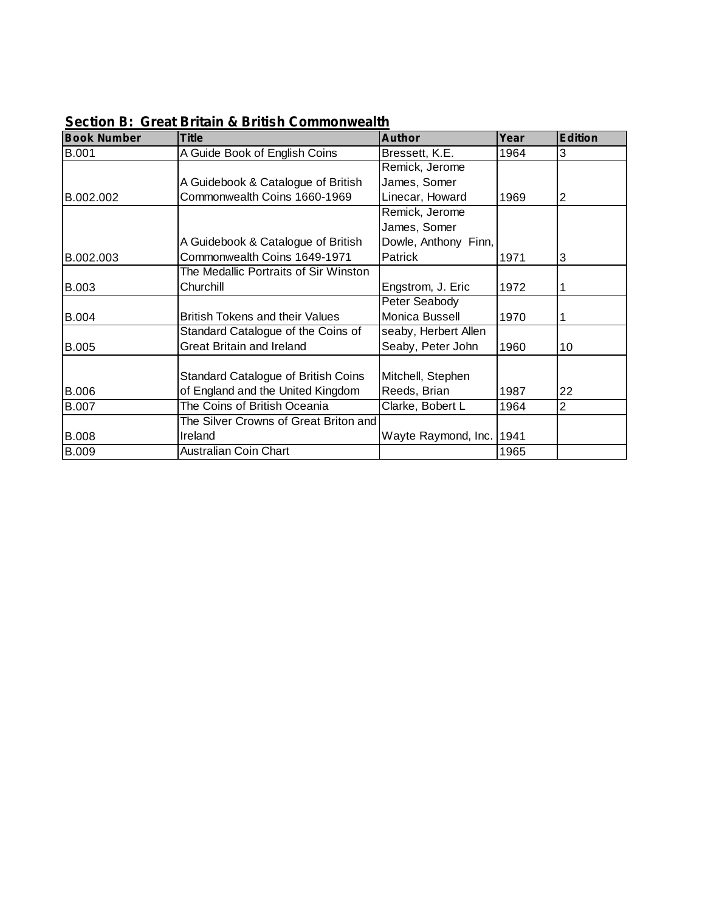## Section B: Great Britain & British Commonwealth

| Book Number | Title | Author | Year | Edition |
|---|---|---|---|---|
| B.001 | A Guide Book of English Coins | Bressett, K.E. | 1964 | 3 |
| B.002.002 | A Guidebook & Catalogue of British Commonwealth Coins 1660-1969 | Remick, Jerome<br>James, Somer<br>Linecar, Howard | 1969 | 2 |
| B.002.003 | A Guidebook & Catalogue of British Commonwealth Coins 1649-1971 | Remick, Jerome<br>James, Somer<br>Dowle, Anthony Finn, Patrick | 1971 | 3 |
| B.003 | The Medallic Portraits of Sir Winston Churchill | Engstrom, J. Eric | 1972 | 1 |
| B.004 | British Tokens and their Values | Peter Seabody<br>Monica Bussell | 1970 | 1 |
| B.005 | Standard Catalogue of the Coins of Great Britain and Ireland | seaby, Herbert Allen<br>Seaby, Peter John | 1960 | 10 |
| B.006 | Standard Catalogue of British Coins of England and the United Kingdom | Mitchell, Stephen<br>Reeds, Brian | 1987 | 22 |
| B.007 | The Coins of British Oceania | Clarke, Bobert L | 1964 | 2 |
| B.008 | The Silver Crowns of Great Briton and Ireland | Wayte Raymond, Inc. | 1941 | |
| B.009 | Australian Coin Chart | | 1965 | |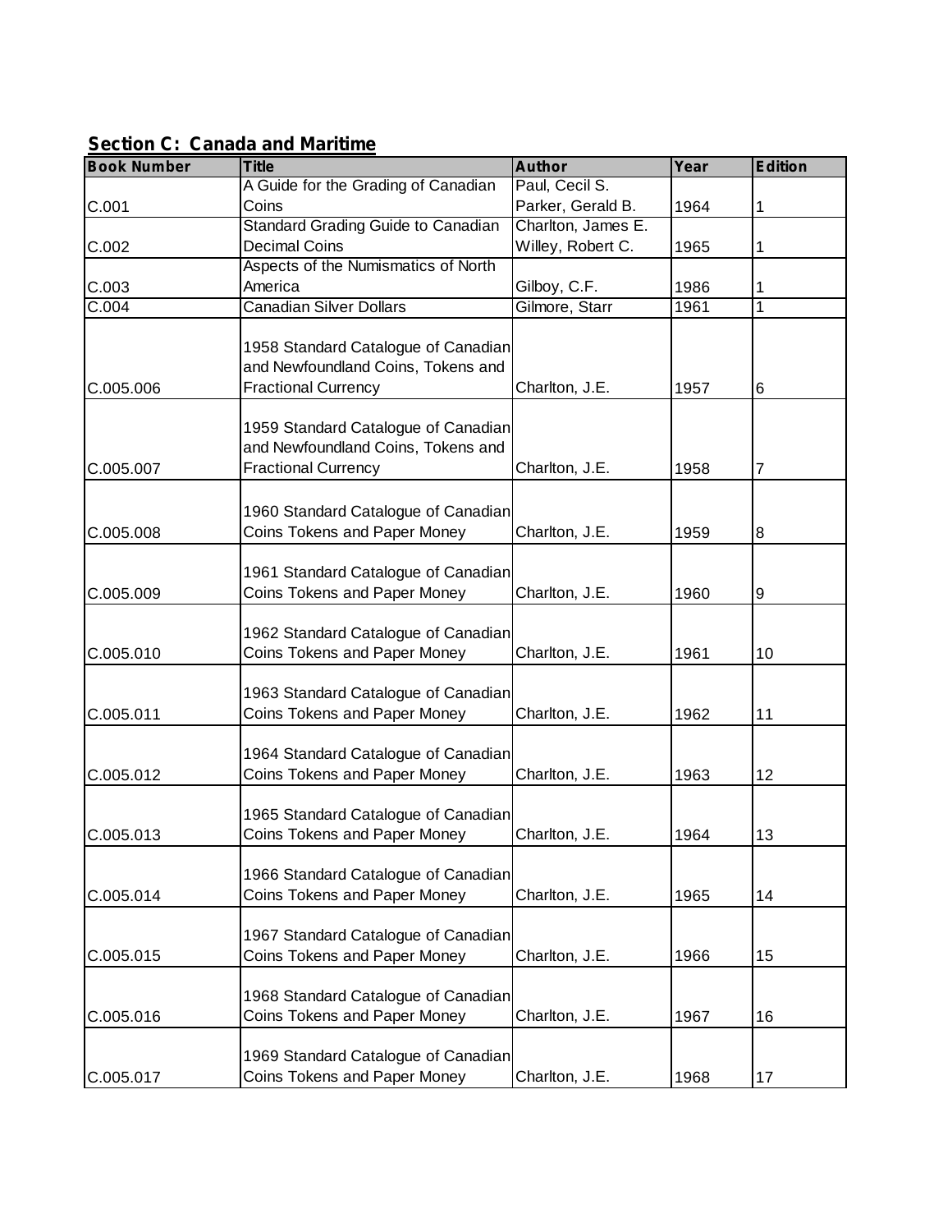## Section C: Canada and Maritime

| Book Number | Title | Author | Year | Edition |
| --- | --- | --- | --- | --- |
| C.001 | A Guide for the Grading of Canadian Coins | Paul, Cecil S. Parker, Gerald B. | 1964 | 1 |
| C.002 | Standard Grading Guide to Canadian Decimal Coins | Charlton, James E. Willey, Robert C. | 1965 | 1 |
| C.003 | Aspects of the Numismatics of North America | Gilboy, C.F. | 1986 | 1 |
| C.004 | Canadian Silver Dollars | Gilmore, Starr | 1961 | 1 |
| C.005.006 | 1958 Standard Catalogue of Canadian and Newfoundland Coins, Tokens and Fractional Currency | Charlton, J.E. | 1957 | 6 |
| C.005.007 | 1959 Standard Catalogue of Canadian and Newfoundland Coins, Tokens and Fractional Currency | Charlton, J.E. | 1958 | 7 |
| C.005.008 | 1960 Standard Catalogue of Canadian Coins Tokens and Paper Money | Charlton, J.E. | 1959 | 8 |
| C.005.009 | 1961 Standard Catalogue of Canadian Coins Tokens and Paper Money | Charlton, J.E. | 1960 | 9 |
| C.005.010 | 1962 Standard Catalogue of Canadian Coins Tokens and Paper Money | Charlton, J.E. | 1961 | 10 |
| C.005.011 | 1963 Standard Catalogue of Canadian Coins Tokens and Paper Money | Charlton, J.E. | 1962 | 11 |
| C.005.012 | 1964 Standard Catalogue of Canadian Coins Tokens and Paper Money | Charlton, J.E. | 1963 | 12 |
| C.005.013 | 1965 Standard Catalogue of Canadian Coins Tokens and Paper Money | Charlton, J.E. | 1964 | 13 |
| C.005.014 | 1966 Standard Catalogue of Canadian Coins Tokens and Paper Money | Charlton, J.E. | 1965 | 14 |
| C.005.015 | 1967 Standard Catalogue of Canadian Coins Tokens and Paper Money | Charlton, J.E. | 1966 | 15 |
| C.005.016 | 1968 Standard Catalogue of Canadian Coins Tokens and Paper Money | Charlton, J.E. | 1967 | 16 |
| C.005.017 | 1969 Standard Catalogue of Canadian Coins Tokens and Paper Money | Charlton, J.E. | 1968 | 17 |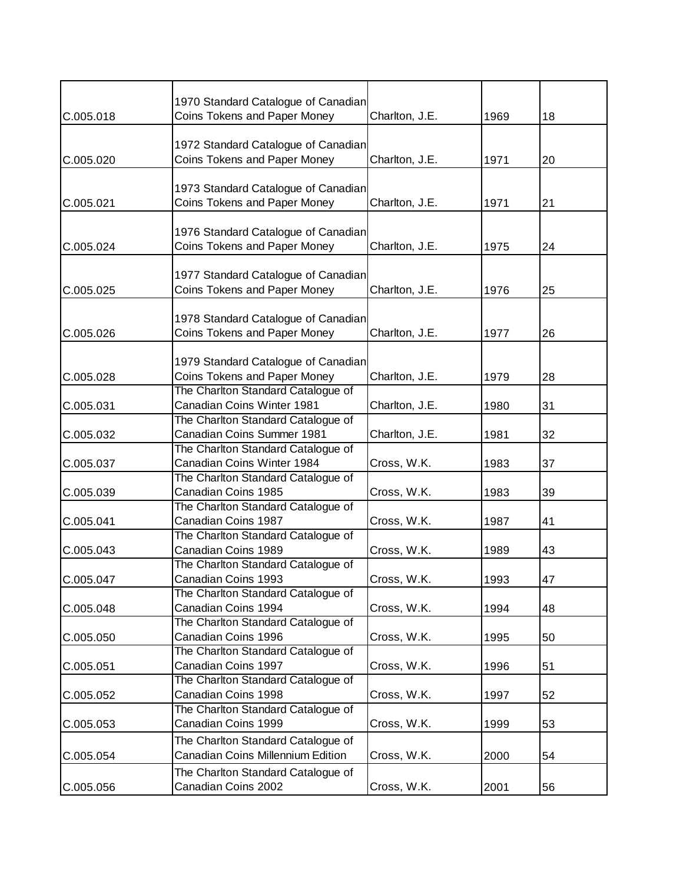| | | | | |
|---|---|---|---|---|
| C.005.018 | 1970 Standard Catalogue of Canadian Coins Tokens and Paper Money | Charlton, J.E. | 1969 | 18 |
| C.005.020 | 1972 Standard Catalogue of Canadian Coins Tokens and Paper Money | Charlton, J.E. | 1971 | 20 |
| C.005.021 | 1973 Standard Catalogue of Canadian Coins Tokens and Paper Money | Charlton, J.E. | 1971 | 21 |
| C.005.024 | 1976 Standard Catalogue of Canadian Coins Tokens and Paper Money | Charlton, J.E. | 1975 | 24 |
| C.005.025 | 1977 Standard Catalogue of Canadian Coins Tokens and Paper Money | Charlton, J.E. | 1976 | 25 |
| C.005.026 | 1978 Standard Catalogue of Canadian Coins Tokens and Paper Money | Charlton, J.E. | 1977 | 26 |
| C.005.028 | 1979 Standard Catalogue of Canadian Coins Tokens and Paper Money | Charlton, J.E. | 1979 | 28 |
| C.005.031 | The Charlton Standard Catalogue of Canadian Coins Winter 1981 | Charlton, J.E. | 1980 | 31 |
| C.005.032 | The Charlton Standard Catalogue of Canadian Coins Summer 1981 | Charlton, J.E. | 1981 | 32 |
| C.005.037 | The Charlton Standard Catalogue of Canadian Coins Winter 1984 | Cross, W.K. | 1983 | 37 |
| C.005.039 | The Charlton Standard Catalogue of Canadian Coins 1985 | Cross, W.K. | 1983 | 39 |
| C.005.041 | The Charlton Standard Catalogue of Canadian Coins 1987 | Cross, W.K. | 1987 | 41 |
| C.005.043 | The Charlton Standard Catalogue of Canadian Coins 1989 | Cross, W.K. | 1989 | 43 |
| C.005.047 | The Charlton Standard Catalogue of Canadian Coins 1993 | Cross, W.K. | 1993 | 47 |
| C.005.048 | The Charlton Standard Catalogue of Canadian Coins 1994 | Cross, W.K. | 1994 | 48 |
| C.005.050 | The Charlton Standard Catalogue of Canadian Coins 1996 | Cross, W.K. | 1995 | 50 |
| C.005.051 | The Charlton Standard Catalogue of Canadian Coins 1997 | Cross, W.K. | 1996 | 51 |
| C.005.052 | The Charlton Standard Catalogue of Canadian Coins 1998 | Cross, W.K. | 1997 | 52 |
| C.005.053 | The Charlton Standard Catalogue of Canadian Coins 1999 | Cross, W.K. | 1999 | 53 |
| C.005.054 | The Charlton Standard Catalogue of Canadian Coins Millennium Edition | Cross, W.K. | 2000 | 54 |
| C.005.056 | The Charlton Standard Catalogue of Canadian Coins 2002 | Cross, W.K. | 2001 | 56 |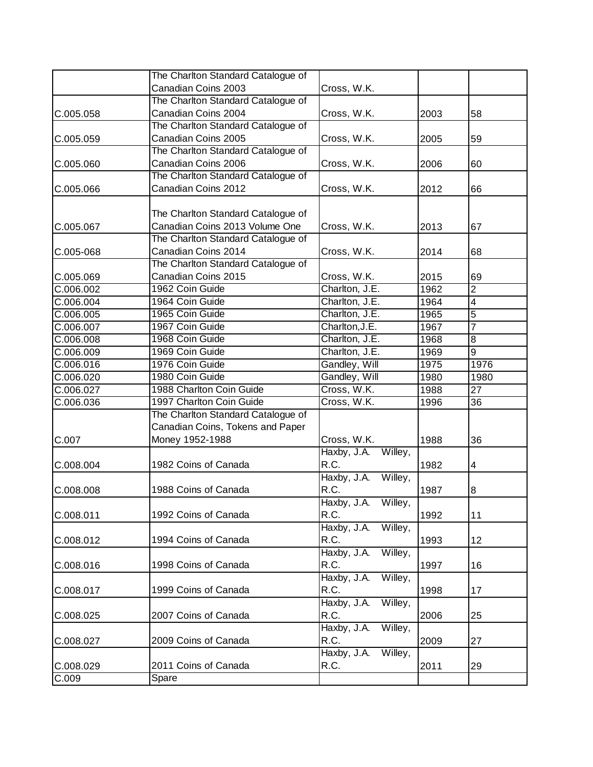| | | | | |
|---|---|---|---|---|
| | The Charlton Standard Catalogue of Canadian Coins 2003 | Cross, W.K. | | |
| C.005.058 | The Charlton Standard Catalogue of Canadian Coins 2004 | Cross, W.K. | 2003 | 58 |
| C.005.059 | The Charlton Standard Catalogue of Canadian Coins 2005 | Cross, W.K. | 2005 | 59 |
| C.005.060 | The Charlton Standard Catalogue of Canadian Coins 2006 | Cross, W.K. | 2006 | 60 |
| C.005.066 | The Charlton Standard Catalogue of Canadian Coins 2012 | Cross, W.K. | 2012 | 66 |
| C.005.067 | The Charlton Standard Catalogue of Canadian Coins 2013 Volume One | Cross, W.K. | 2013 | 67 |
| C.005-068 | The Charlton Standard Catalogue of Canadian Coins 2014 | Cross, W.K. | 2014 | 68 |
| C.005.069 | The Charlton Standard Catalogue of Canadian Coins 2015 | Cross, W.K. | 2015 | 69 |
| C.006.002 | 1962 Coin Guide | Charlton, J.E. | 1962 | 2 |
| C.006.004 | 1964 Coin Guide | Charlton, J.E. | 1964 | 4 |
| C.006.005 | 1965 Coin Guide | Charlton, J.E. | 1965 | 5 |
| C.006.007 | 1967 Coin Guide | Charlton,J.E. | 1967 | 7 |
| C.006.008 | 1968 Coin Guide | Charlton, J.E. | 1968 | 8 |
| C.006.009 | 1969 Coin Guide | Charlton, J.E. | 1969 | 9 |
| C.006.016 | 1976 Coin Guide | Gandley, Will | 1975 | 1976 |
| C.006.020 | 1980 Coin Guide | Gandley, Will | 1980 | 1980 |
| C.006.027 | 1988 Charlton Coin Guide | Cross, W.K. | 1988 | 27 |
| C.006.036 | 1997 Charlton Coin Guide | Cross, W.K. | 1996 | 36 |
| C.007 | The Charlton Standard Catalogue of Canadian Coins, Tokens and Paper Money 1952-1988 | Cross, W.K. | 1988 | 36 |
| C.008.004 | 1982 Coins of Canada | Haxby, J.A. Willey, R.C. | 1982 | 4 |
| C.008.008 | 1988 Coins of Canada | Haxby, J.A. Willey, R.C. | 1987 | 8 |
| C.008.011 | 1992 Coins of Canada | Haxby, J.A. Willey, R.C. | 1992 | 11 |
| C.008.012 | 1994 Coins of Canada | Haxby, J.A. Willey, R.C. | 1993 | 12 |
| C.008.016 | 1998 Coins of Canada | Haxby, J.A. Willey, R.C. | 1997 | 16 |
| C.008.017 | 1999 Coins of Canada | Haxby, J.A. Willey, R.C. | 1998 | 17 |
| C.008.025 | 2007 Coins of Canada | Haxby, J.A. Willey, R.C. | 2006 | 25 |
| C.008.027 | 2009 Coins of Canada | Haxby, J.A. Willey, R.C. | 2009 | 27 |
| C.008.029 | 2011 Coins of Canada | Haxby, J.A. Willey, R.C. | 2011 | 29 |
| C.009 | Spare | | | |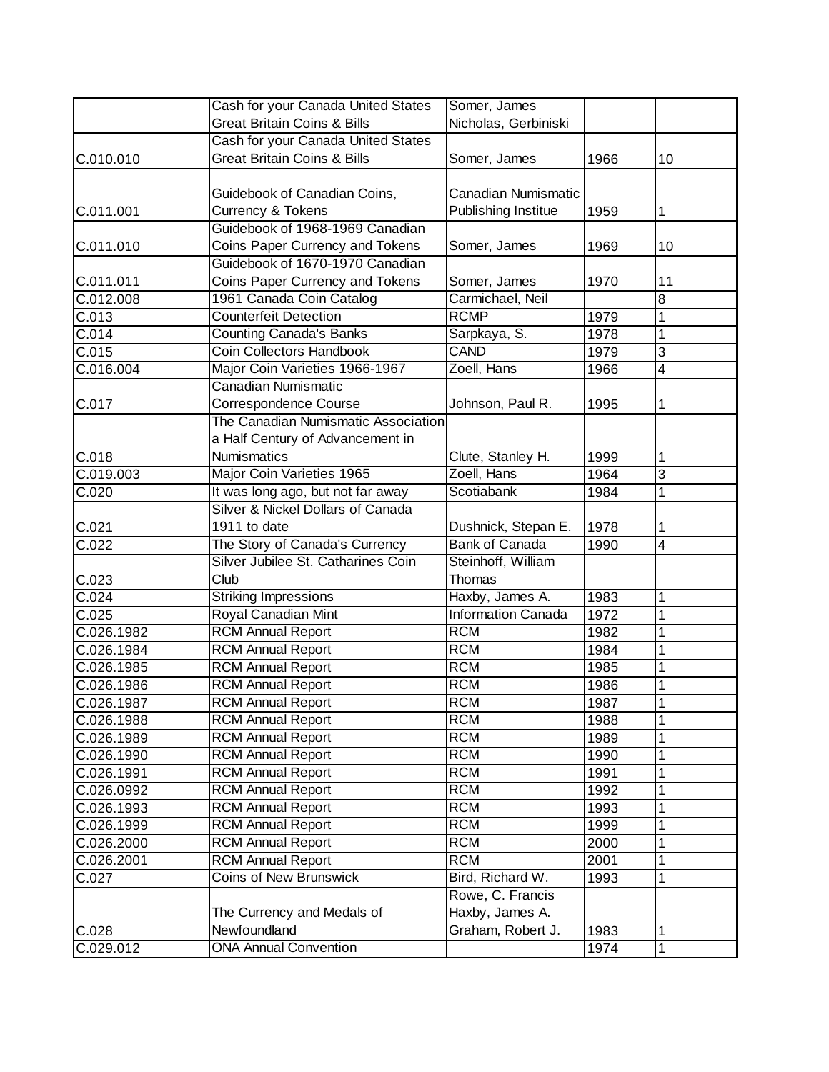| | | | | |
|---|---|---|---|---|
| | Cash for your Canada United States Great Britain Coins & Bills | Somer, James Nicholas, Gerbiniski | | |
| C.010.010 | Cash for your Canada United States Great Britain Coins & Bills | Somer, James | 1966 | 10 |
| C.011.001 | Guidebook of Canadian Coins, Currency & Tokens | Canadian Numismatic Publishing Institue | 1959 | 1 |
| C.011.010 | Guidebook of 1968-1969 Canadian Coins Paper Currency and Tokens | Somer, James | 1969 | 10 |
| C.011.011 | Guidebook of 1670-1970 Canadian Coins Paper Currency and Tokens | Somer, James | 1970 | 11 |
| C.012.008 | 1961 Canada Coin Catalog | Carmichael, Neil | | 8 |
| C.013 | Counterfeit Detection | RCMP | 1979 | 1 |
| C.014 | Counting Canada's Banks | Sarpkaya, S. | 1978 | 1 |
| C.015 | Coin Collectors Handbook | CAND | 1979 | 3 |
| C.016.004 | Major Coin Varieties 1966-1967 | Zoell, Hans | 1966 | 4 |
| C.017 | Canadian Numismatic Correspondence Course | Johnson, Paul R. | 1995 | 1 |
| C.018 | The Canadian Numismatic Association a Half Century of Advancement in Numismatics | Clute, Stanley H. | 1999 | 1 |
| C.019.003 | Major Coin Varieties 1965 | Zoell, Hans | 1964 | 3 |
| C.020 | It was long ago, but not far away | Scotiabank | 1984 | 1 |
| C.021 | Silver & Nickel Dollars of Canada 1911 to date | Dushnick, Stepan E. | 1978 | 1 |
| C.022 | The Story of Canada's Currency | Bank of Canada | 1990 | 4 |
| C.023 | Silver Jubilee St. Catharines Coin Club | Steinhoff, William Thomas | | |
| C.024 | Striking Impressions | Haxby, James A. | 1983 | 1 |
| C.025 | Royal Canadian Mint | Information Canada | 1972 | 1 |
| C.026.1982 | RCM Annual Report | RCM | 1982 | 1 |
| C.026.1984 | RCM Annual Report | RCM | 1984 | 1 |
| C.026.1985 | RCM Annual Report | RCM | 1985 | 1 |
| C.026.1986 | RCM Annual Report | RCM | 1986 | 1 |
| C.026.1987 | RCM Annual Report | RCM | 1987 | 1 |
| C.026.1988 | RCM Annual Report | RCM | 1988 | 1 |
| C.026.1989 | RCM Annual Report | RCM | 1989 | 1 |
| C.026.1990 | RCM Annual Report | RCM | 1990 | 1 |
| C.026.1991 | RCM Annual Report | RCM | 1991 | 1 |
| C.026.0992 | RCM Annual Report | RCM | 1992 | 1 |
| C.026.1993 | RCM Annual Report | RCM | 1993 | 1 |
| C.026.1999 | RCM Annual Report | RCM | 1999 | 1 |
| C.026.2000 | RCM Annual Report | RCM | 2000 | 1 |
| C.026.2001 | RCM Annual Report | RCM | 2001 | 1 |
| C.027 | Coins of New Brunswick | Bird, Richard W. | 1993 | 1 |
| C.028 | The Currency and Medals of Newfoundland | Rowe, C. Francis Haxby, James A. Graham, Robert J. | 1983 | 1 |
| C.029.012 | ONA Annual Convention | | 1974 | 1 |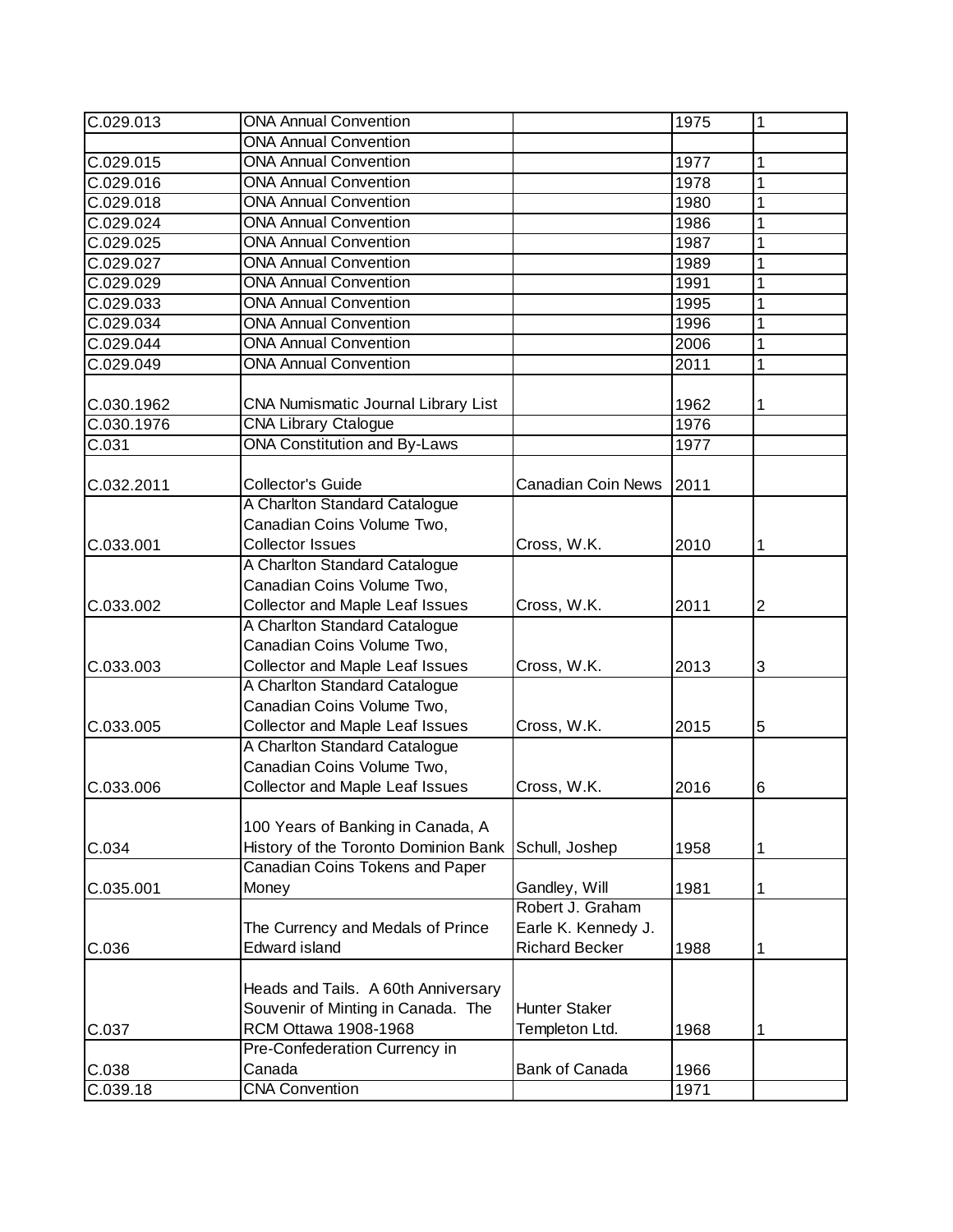| | | | | |
|---|---|---|---|---|
| C.029.013 | ONA Annual Convention | | 1975 | 1 |
| | ONA Annual Convention | | | |
| C.029.015 | ONA Annual Convention | | 1977 | 1 |
| C.029.016 | ONA Annual Convention | | 1978 | 1 |
| C.029.018 | ONA Annual Convention | | 1980 | 1 |
| C.029.024 | ONA Annual Convention | | 1986 | 1 |
| C.029.025 | ONA Annual Convention | | 1987 | 1 |
| C.029.027 | ONA Annual Convention | | 1989 | 1 |
| C.029.029 | ONA Annual Convention | | 1991 | 1 |
| C.029.033 | ONA Annual Convention | | 1995 | 1 |
| C.029.034 | ONA Annual Convention | | 1996 | 1 |
| C.029.044 | ONA Annual Convention | | 2006 | 1 |
| C.029.049 | ONA Annual Convention | | 2011 | 1 |
| C.030.1962 | CNA Numismatic Journal Library List | | 1962 | 1 |
| C.030.1976 | CNA Library Ctalogue | | 1976 | |
| C.031 | ONA Constitution and By-Laws | | 1977 | |
| C.032.2011 | Collector's Guide | Canadian Coin News | 2011 | |
| C.033.001 | A Charlton Standard Catalogue Canadian Coins Volume Two, Collector Issues | Cross, W.K. | 2010 | 1 |
| C.033.002 | A Charlton Standard Catalogue Canadian Coins Volume Two, Collector and Maple Leaf Issues | Cross, W.K. | 2011 | 2 |
| C.033.003 | A Charlton Standard Catalogue Canadian Coins Volume Two, Collector and Maple Leaf Issues | Cross, W.K. | 2013 | 3 |
| C.033.005 | A Charlton Standard Catalogue Canadian Coins Volume Two, Collector and Maple Leaf Issues | Cross, W.K. | 2015 | 5 |
| C.033.006 | A Charlton Standard Catalogue Canadian Coins Volume Two, Collector and Maple Leaf Issues | Cross, W.K. | 2016 | 6 |
| C.034 | 100 Years of Banking in Canada, A History of the Toronto Dominion Bank | Schull, Joshep | 1958 | 1 |
| C.035.001 | Canadian Coins Tokens and Paper Money | Gandley, Will | 1981 | 1 |
| C.036 | The Currency and Medals of Prince Edward island | Robert J. Graham Earle K. Kennedy J. Richard Becker | 1988 | 1 |
| C.037 | Heads and Tails. A 60th Anniversary Souvenir of Minting in Canada. The RCM Ottawa 1908-1968 | Hunter Staker Templeton Ltd. | 1968 | 1 |
| C.038 | Pre-Confederation Currency in Canada | Bank of Canada | 1966 | |
| C.039.18 | CNA Convention | | 1971 | |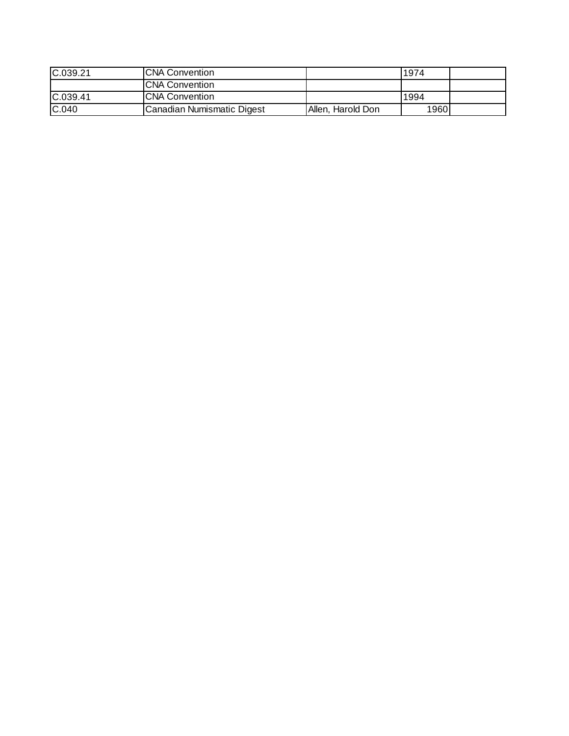| C.039.21 | CNA Convention | | 1974 | |
|---|---|---|---|---|
| | CNA Convention | | | |
| C.039.41 | CNA Convention | | 1994 | |
| C.040 | Canadian Numismatic Digest | Allen, Harold Don | 1960 | |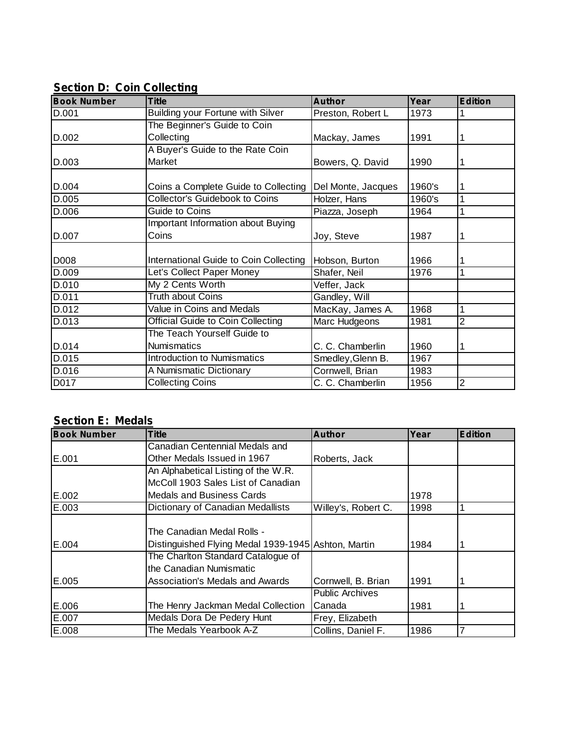## Section D: Coin Collecting

| Book Number | Title | Author | Year | Edition |
|---|---|---|---|---|
| D.001 | Building your Fortune with Silver | Preston, Robert L | 1973 | 1 |
| D.002 | The Beginner's Guide to Coin Collecting | Mackay, James | 1991 | 1 |
| D.003 | A Buyer's Guide to the Rate Coin Market | Bowers, Q. David | 1990 | 1 |
| D.004 | Coins a Complete Guide to Collecting | Del Monte, Jacques | 1960's | 1 |
| D.005 | Collector's Guidebook to Coins | Holzer, Hans | 1960's | 1 |
| D.006 | Guide to Coins | Piazza, Joseph | 1964 | 1 |
| D.007 | Important Information about Buying Coins | Joy, Steve | 1987 | 1 |
| D008 | International Guide to Coin Collecting | Hobson, Burton | 1966 | 1 |
| D.009 | Let's Collect Paper Money | Shafer, Neil | 1976 | 1 |
| D.010 | My 2 Cents Worth | Veffer, Jack | | |
| D.011 | Truth about Coins | Gandley, Will | | |
| D.012 | Value in Coins and Medals | MacKay, James A. | 1968 | 1 |
| D.013 | Official Guide to Coin Collecting | Marc Hudgeons | 1981 | 2 |
| D.014 | The Teach Yourself Guide to Numismatics | C. C. Chamberlin | 1960 | 1 |
| D.015 | Introduction to Numismatics | Smedley,Glenn B. | 1967 | |
| D.016 | A Numismatic Dictionary | Cornwell, Brian | 1983 | |
| D017 | Collecting Coins | C. C. Chamberlin | 1956 | 2 |

## Section E: Medals

| Book Number | Title | Author | Year | Edition |
|---|---|---|---|---|
| E.001 | Canadian Centennial Medals and Other Medals Issued in 1967 | Roberts, Jack | | |
| E.002 | An Alphabetical Listing of the W.R. McColl 1903 Sales List of Canadian Medals and Business Cards | | 1978 | |
| E.003 | Dictionary of Canadian Medallists | Willey's, Robert C. | 1998 | 1 |
| E.004 | The Canadian Medal Rolls - Distinguished Flying Medal 1939-1945 | Ashton, Martin | 1984 | 1 |
| E.005 | The Charlton Standard Catalogue of the Canadian Numismatic Association's Medals and Awards | Cornwell, B. Brian | 1991 | 1 |
| E.006 | The Henry Jackman Medal Collection | Public Archives Canada | 1981 | 1 |
| E.007 | Medals Dora De Pedery Hunt | Frey, Elizabeth | | |
| E.008 | The Medals Yearbook A-Z | Collins, Daniel F. | 1986 | 7 |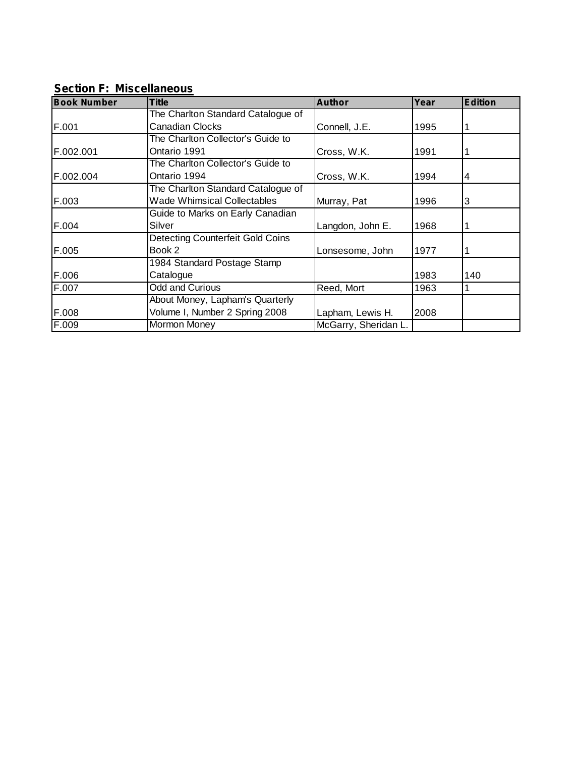## Section F:  Miscellaneous

| Book Number | Title | Author | Year | Edition |
|---|---|---|---|---|
| F.001 | The Charlton Standard Catalogue of Canadian Clocks | Connell, J.E. | 1995 | 1 |
| F.002.001 | The Charlton Collector's Guide to Ontario 1991 | Cross, W.K. | 1991 | 1 |
| F.002.004 | The Charlton Collector's Guide to Ontario 1994 | Cross, W.K. | 1994 | 4 |
| F.003 | The Charlton Standard Catalogue of Wade Whimsical Collectables | Murray, Pat | 1996 | 3 |
| F.004 | Guide to Marks on Early Canadian Silver | Langdon, John E. | 1968 | 1 |
| F.005 | Detecting Counterfeit Gold Coins Book 2 | Lonsesome, John | 1977 | 1 |
| F.006 | 1984 Standard Postage Stamp Catalogue | | 1983 | 140 |
| F.007 | Odd and Curious | Reed, Mort | 1963 | 1 |
| F.008 | About Money, Lapham's Quarterly Volume I, Number 2 Spring 2008 | Lapham, Lewis H. | 2008 | |
| F.009 | Mormon Money | McGarry, Sheridan L. | | |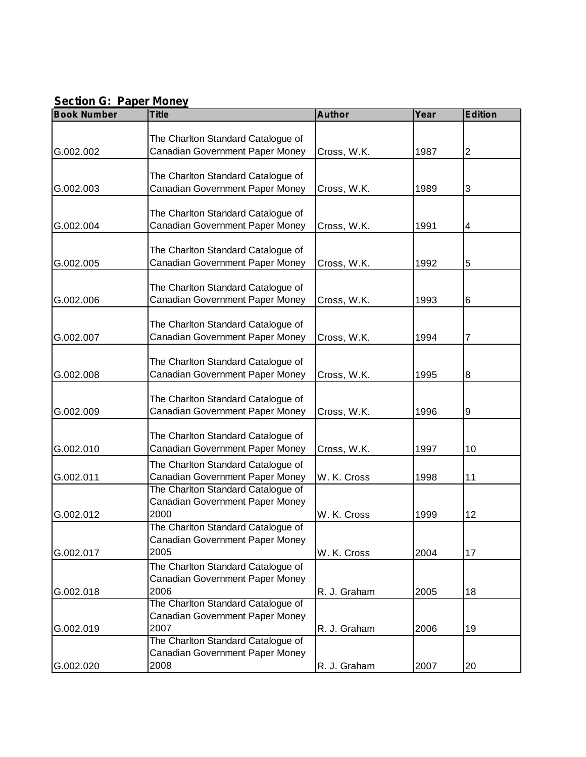## Section G: Paper Money

| Book Number | Title | Author | Year | Edition |
|---|---|---|---|---|
| G.002.002 | The Charlton Standard Catalogue of Canadian Government Paper Money | Cross, W.K. | 1987 | 2 |
| G.002.003 | The Charlton Standard Catalogue of Canadian Government Paper Money | Cross, W.K. | 1989 | 3 |
| G.002.004 | The Charlton Standard Catalogue of Canadian Government Paper Money | Cross, W.K. | 1991 | 4 |
| G.002.005 | The Charlton Standard Catalogue of Canadian Government Paper Money | Cross, W.K. | 1992 | 5 |
| G.002.006 | The Charlton Standard Catalogue of Canadian Government Paper Money | Cross, W.K. | 1993 | 6 |
| G.002.007 | The Charlton Standard Catalogue of Canadian Government Paper Money | Cross, W.K. | 1994 | 7 |
| G.002.008 | The Charlton Standard Catalogue of Canadian Government Paper Money | Cross, W.K. | 1995 | 8 |
| G.002.009 | The Charlton Standard Catalogue of Canadian Government Paper Money | Cross, W.K. | 1996 | 9 |
| G.002.010 | The Charlton Standard Catalogue of Canadian Government Paper Money | Cross, W.K. | 1997 | 10 |
| G.002.011 | The Charlton Standard Catalogue of Canadian Government Paper Money | W. K. Cross | 1998 | 11 |
| G.002.012 | The Charlton Standard Catalogue of Canadian Government Paper Money 2000 | W. K. Cross | 1999 | 12 |
| G.002.017 | The Charlton Standard Catalogue of Canadian Government Paper Money 2005 | W. K. Cross | 2004 | 17 |
| G.002.018 | The Charlton Standard Catalogue of Canadian Government Paper Money 2006 | R. J. Graham | 2005 | 18 |
| G.002.019 | The Charlton Standard Catalogue of Canadian Government Paper Money 2007 | R. J. Graham | 2006 | 19 |
| G.002.020 | The Charlton Standard Catalogue of Canadian Government Paper Money 2008 | R. J. Graham | 2007 | 20 |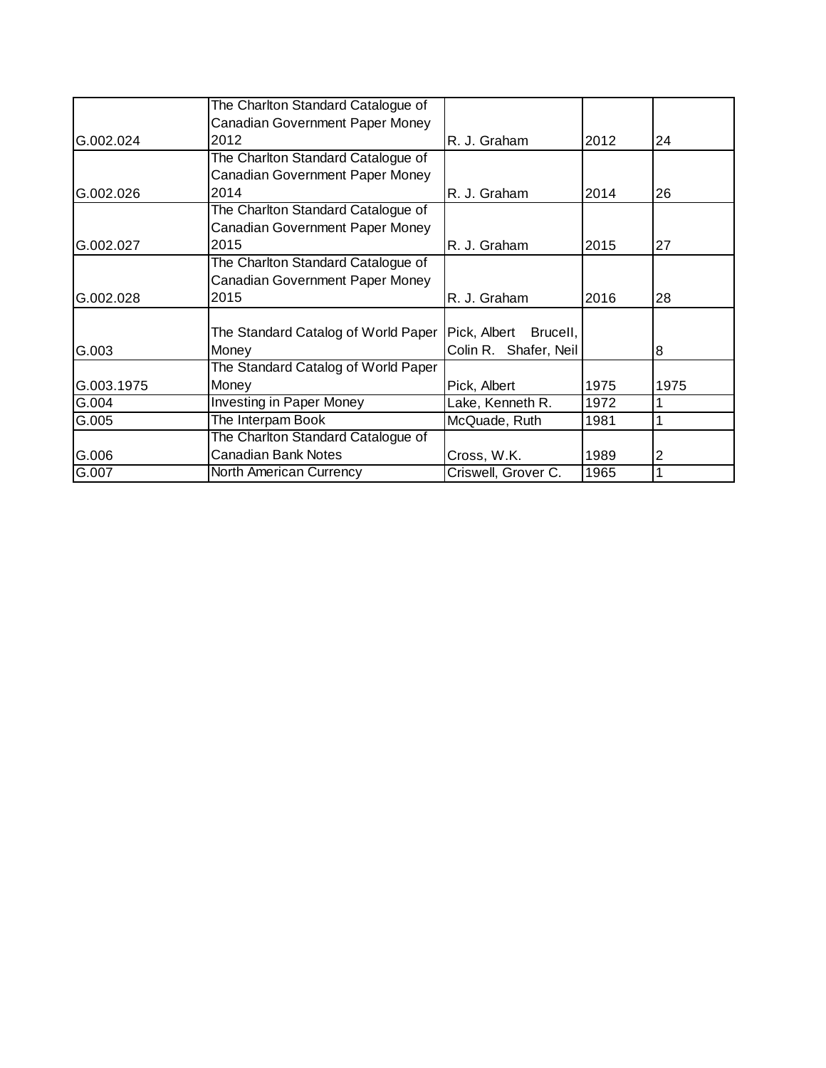| | | | | |
|---|---|---|---|---|
| G.002.024 | The Charlton Standard Catalogue of Canadian Government Paper Money 2012 | R. J. Graham | 2012 | 24 |
| G.002.026 | The Charlton Standard Catalogue of Canadian Government Paper Money 2014 | R. J. Graham | 2014 | 26 |
| G.002.027 | The Charlton Standard Catalogue of Canadian Government Paper Money 2015 | R. J. Graham | 2015 | 27 |
| G.002.028 | The Charlton Standard Catalogue of Canadian Government Paper Money 2015 | R. J. Graham | 2016 | 28 |
| G.003 | The Standard Catalog of World Paper Money | Pick, Albert Brucell, Colin R. Shafer, Neil | | 8 |
| G.003.1975 | The Standard Catalog of World Paper Money | Pick, Albert | 1975 | 1975 |
| G.004 | Investing in Paper Money | Lake, Kenneth R. | 1972 | 1 |
| G.005 | The Interpam Book | McQuade, Ruth | 1981 | 1 |
| G.006 | The Charlton Standard Catalogue of Canadian Bank Notes | Cross, W.K. | 1989 | 2 |
| G.007 | North American Currency | Criswell, Grover C. | 1965 | 1 |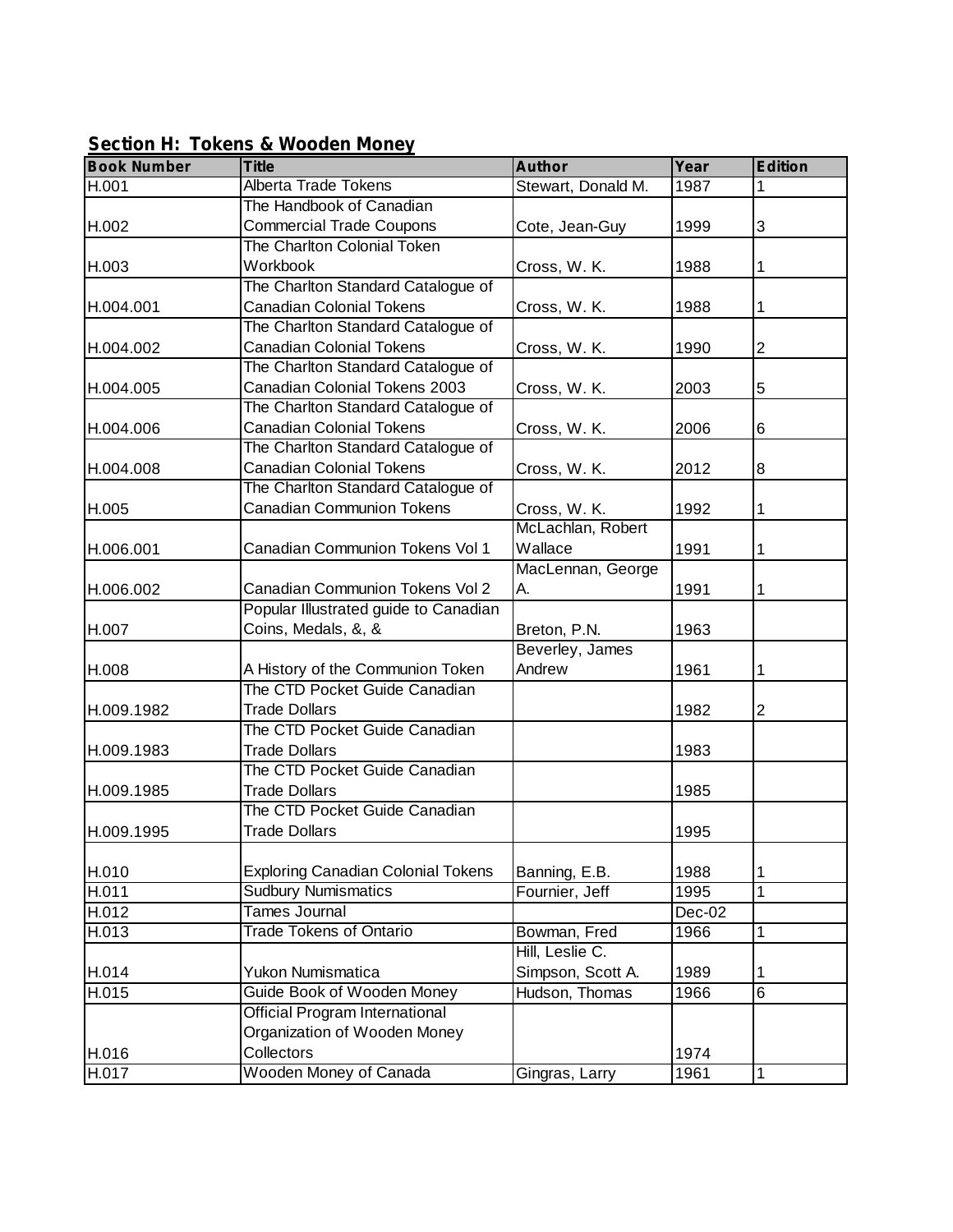## Section H: Tokens & Wooden Money

| Book Number | Title | Author | Year | Edition |
|---|---|---|---|---|
| H.001 | Alberta Trade Tokens | Stewart, Donald M. | 1987 | 1 |
| H.002 | The Handbook of Canadian Commercial Trade Coupons | Cote, Jean-Guy | 1999 | 3 |
| H.003 | The Charlton Colonial Token Workbook | Cross, W. K. | 1988 | 1 |
| H.004.001 | The Charlton Standard Catalogue of Canadian Colonial Tokens | Cross, W. K. | 1988 | 1 |
| H.004.002 | The Charlton Standard Catalogue of Canadian Colonial Tokens | Cross, W. K. | 1990 | 2 |
| H.004.005 | The Charlton Standard Catalogue of Canadian Colonial Tokens 2003 | Cross, W. K. | 2003 | 5 |
| H.004.006 | The Charlton Standard Catalogue of Canadian Colonial Tokens | Cross, W. K. | 2006 | 6 |
| H.004.008 | The Charlton Standard Catalogue of Canadian Colonial Tokens | Cross, W. K. | 2012 | 8 |
| H.005 | The Charlton Standard Catalogue of Canadian Communion Tokens | Cross, W. K. | 1992 | 1 |
| H.006.001 | Canadian Communion Tokens Vol 1 | McLachlan, Robert Wallace | 1991 | 1 |
| H.006.002 | Canadian Communion Tokens Vol 2 | MacLennan, George A. | 1991 | 1 |
| H.007 | Popular Illustrated guide to Canadian Coins, Medals, &, & | Breton, P.N. | 1963 | |
| H.008 | A History of the Communion Token | Beverley, James Andrew | 1961 | 1 |
| H.009.1982 | The CTD Pocket Guide Canadian Trade Dollars | | 1982 | 2 |
| H.009.1983 | The CTD Pocket Guide Canadian Trade Dollars | | 1983 | |
| H.009.1985 | The CTD Pocket Guide Canadian Trade Dollars | | 1985 | |
| H.009.1995 | The CTD Pocket Guide Canadian Trade Dollars | | 1995 | |
| H.010 | Exploring Canadian Colonial Tokens | Banning, E.B. | 1988 | 1 |
| H.011 | Sudbury Numismatics | Fournier, Jeff | 1995 | 1 |
| H.012 | Tames Journal | | Dec-02 | |
| H.013 | Trade Tokens of Ontario | Bowman, Fred | 1966 | 1 |
| H.014 | Yukon Numismatica | Hill, Leslie C. Simpson, Scott A. | 1989 | 1 |
| H.015 | Guide Book of Wooden Money | Hudson, Thomas | 1966 | 6 |
| H.016 | Official Program International Organization of Wooden Money Collectors | | 1974 | |
| H.017 | Wooden Money of Canada | Gingras, Larry | 1961 | 1 |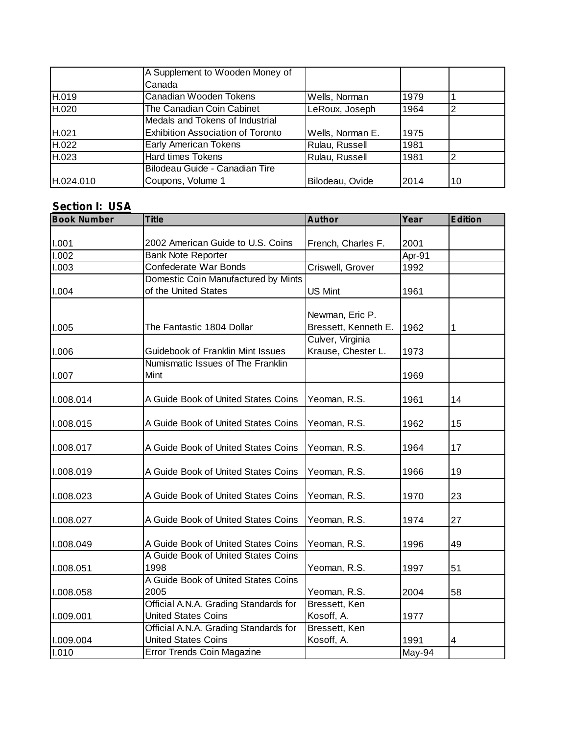|  | A Supplement to Wooden Money of Canada |  |  |  |
|---|---|---|---|---|
| H.019 | Canadian Wooden Tokens | Wells, Norman | 1979 | 1 |
| H.020 | The Canadian Coin Cabinet | LeRoux, Joseph | 1964 | 2 |
| H.021 | Medals and Tokens of Industrial Exhibition Association of Toronto | Wells, Norman E. | 1975 |  |
| H.022 | Early American Tokens | Rulau, Russell | 1981 |  |
| H.023 | Hard times Tokens | Rulau, Russell | 1981 | 2 |
| H.024.010 | Bilodeau Guide - Canadian Tire Coupons, Volume 1 | Bilodeau, Ovide | 2014 | 10 |

## Section I: USA

| Book Number | Title | Author | Year | Edition |
|---|---|---|---|---|
| I.001 | 2002 American Guide to U.S. Coins | French, Charles F. | 2001 |  |
| I.002 | Bank Note Reporter |  | Apr-91 |  |
| I.003 | Confederate War Bonds | Criswell, Grover | 1992 |  |
| I.004 | Domestic Coin Manufactured by Mints of the United States | US Mint | 1961 |  |
| I.005 | The Fantastic 1804 Dollar | Newman, Eric P. Bressett, Kenneth E. | 1962 | 1 |
| I.006 | Guidebook of Franklin Mint Issues | Culver, Virginia Krause, Chester L. | 1973 |  |
| I.007 | Numismatic Issues of The Franklin Mint |  | 1969 |  |
| I.008.014 | A Guide Book of United States Coins | Yeoman, R.S. | 1961 | 14 |
| I.008.015 | A Guide Book of United States Coins | Yeoman, R.S. | 1962 | 15 |
| I.008.017 | A Guide Book of United States Coins | Yeoman, R.S. | 1964 | 17 |
| I.008.019 | A Guide Book of United States Coins | Yeoman, R.S. | 1966 | 19 |
| I.008.023 | A Guide Book of United States Coins | Yeoman, R.S. | 1970 | 23 |
| I.008.027 | A Guide Book of United States Coins | Yeoman, R.S. | 1974 | 27 |
| I.008.049 | A Guide Book of United States Coins | Yeoman, R.S. | 1996 | 49 |
| I.008.051 | A Guide Book of United States Coins 1998 | Yeoman, R.S. | 1997 | 51 |
| I.008.058 | A Guide Book of United States Coins 2005 | Yeoman, R.S. | 2004 | 58 |
| I.009.001 | Official A.N.A. Grading Standards for United States Coins | Bressett, Ken Kosoff, A. | 1977 |  |
| I.009.004 | Official A.N.A. Grading Standards for United States Coins | Bressett, Ken Kosoff, A. | 1991 | 4 |
| I.010 | Error Trends Coin Magazine |  | May-94 |  |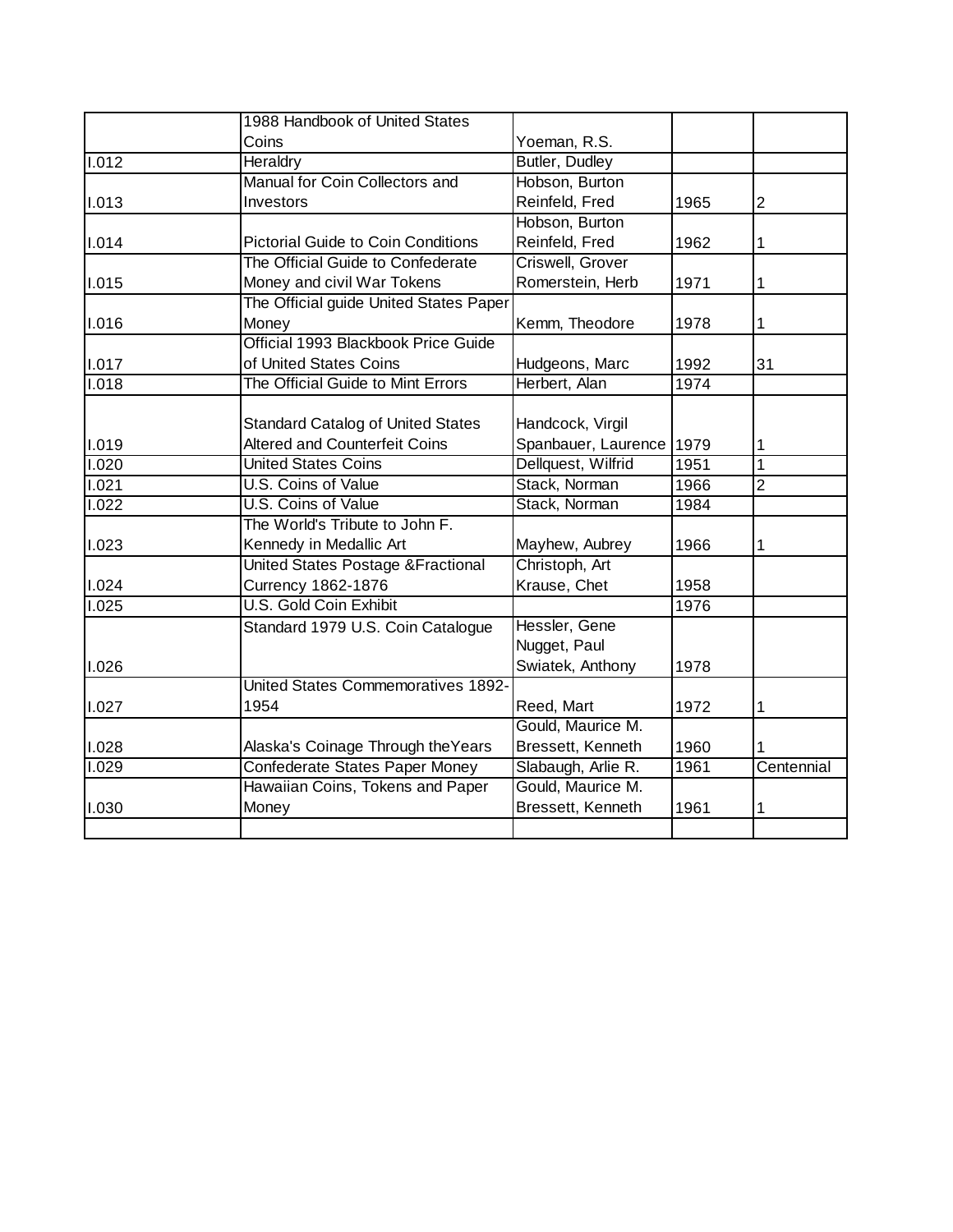| | | | | |
|---|---|---|---|---|
| | 1988 Handbook of United States Coins | Yoeman, R.S. | | |
| I.012 | Heraldry | Butler, Dudley | | |
| I.013 | Manual for Coin Collectors and Investors | Hobson, Burton Reinfeld, Fred | 1965 | 2 |
| I.014 | Pictorial Guide to Coin Conditions | Hobson, Burton Reinfeld, Fred | 1962 | 1 |
| I.015 | The Official Guide to Confederate Money and civil War Tokens | Criswell, Grover Romerstein, Herb | 1971 | 1 |
| I.016 | The Official guide United States Paper Money | Kemm, Theodore | 1978 | 1 |
| I.017 | Official 1993 Blackbook Price Guide of United States Coins | Hudgeons, Marc | 1992 | 31 |
| I.018 | The Official Guide to Mint Errors | Herbert, Alan | 1974 | |
| I.019 | Standard Catalog of United States Altered and Counterfeit Coins | Handcock, Virgil Spanbauer, Laurence | 1979 | 1 |
| I.020 | United States Coins | Dellquest, Wilfrid | 1951 | 1 |
| I.021 | U.S. Coins of Value | Stack, Norman | 1966 | 2 |
| I.022 | U.S. Coins of Value | Stack, Norman | 1984 | |
| I.023 | The World's Tribute to John F. Kennedy in Medallic Art | Mayhew, Aubrey | 1966 | 1 |
| I.024 | United States Postage &Fractional Currency 1862-1876 | Christoph, Art Krause, Chet | 1958 | |
| I.025 | U.S. Gold Coin Exhibit | | 1976 | |
| I.026 | Standard 1979 U.S. Coin Catalogue | Hessler, Gene Nugget, Paul Swiatek, Anthony | 1978 | |
| I.027 | United States Commemoratives 1892-1954 | Reed, Mart | 1972 | 1 |
| I.028 | Alaska's Coinage Through theYears | Gould, Maurice M. Bressett, Kenneth | 1960 | 1 |
| I.029 | Confederate States Paper Money | Slabaugh, Arlie R. | 1961 | Centennial |
| I.030 | Hawaiian Coins, Tokens and Paper Money | Gould, Maurice M. Bressett, Kenneth | 1961 | 1 |
| | | | | |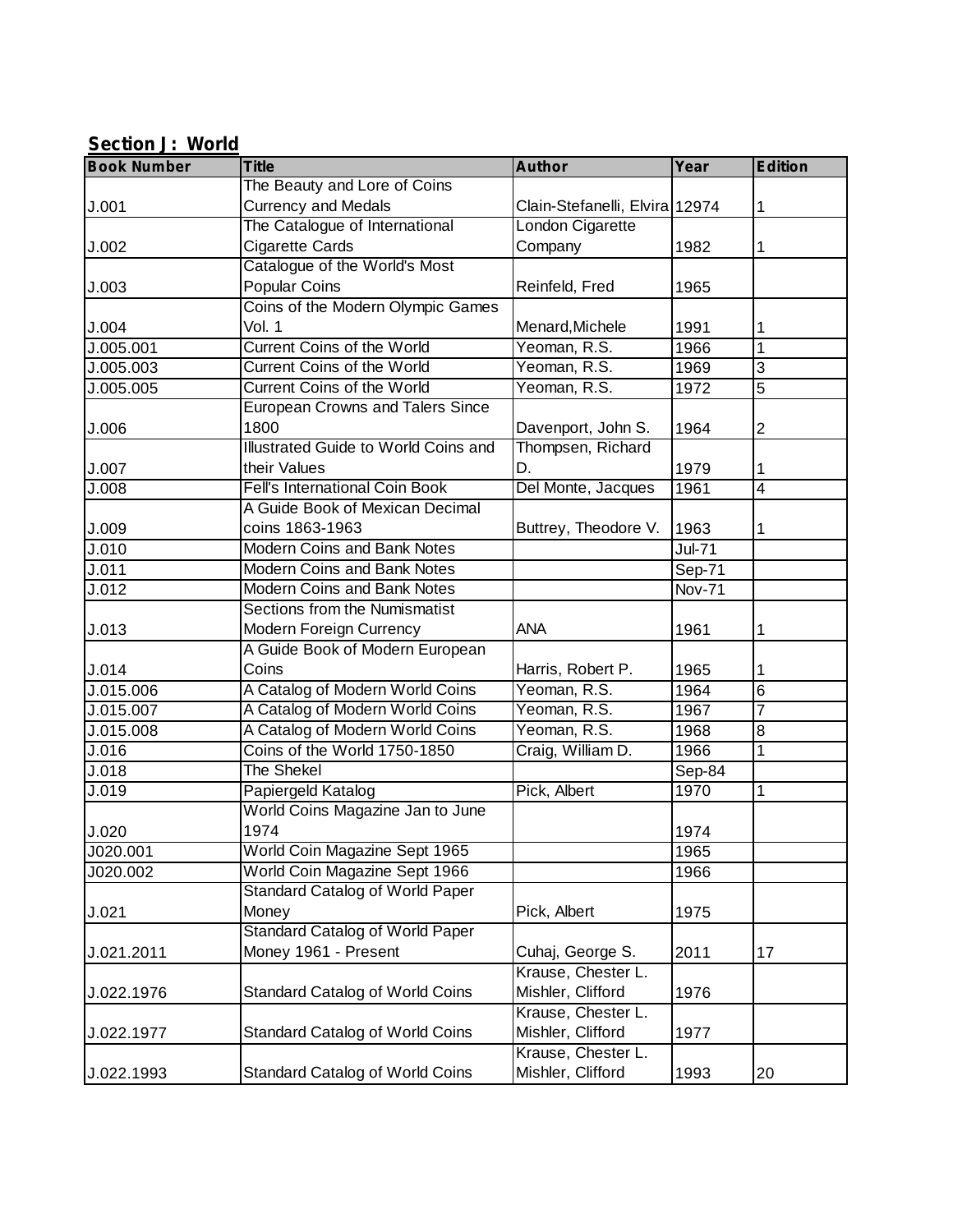## Section J: World

| Book Number | Title | Author | Year | Edition |
|---|---|---|---|---|
| J.001 | The Beauty and Lore of Coins Currency and Medals | Clain-Stefanelli, Elvira | 12974 | 1 |
| J.002 | The Catalogue of International Cigarette Cards | London Cigarette Company | 1982 | 1 |
| J.003 | Catalogue of the World's Most Popular Coins | Reinfeld, Fred | 1965 | |
| J.004 | Coins of the Modern Olympic Games Vol. 1 | Menard,Michele | 1991 | 1 |
| J.005.001 | Current Coins of the World | Yeoman, R.S. | 1966 | 1 |
| J.005.003 | Current Coins of the World | Yeoman, R.S. | 1969 | 3 |
| J.005.005 | Current Coins of the World | Yeoman, R.S. | 1972 | 5 |
| J.006 | European Crowns and Talers Since 1800 | Davenport, John S. | 1964 | 2 |
| J.007 | Illustrated Guide to World Coins and their Values | Thompsen, Richard D. | 1979 | 1 |
| J.008 | Fell's International Coin Book | Del Monte, Jacques | 1961 | 4 |
| J.009 | A Guide Book of Mexican Decimal coins 1863-1963 | Buttrey, Theodore V. | 1963 | 1 |
| J.010 | Modern Coins and Bank Notes | | Jul-71 | |
| J.011 | Modern Coins and Bank Notes | | Sep-71 | |
| J.012 | Modern Coins and Bank Notes | | Nov-71 | |
| J.013 | Sections from the Numismatist Modern Foreign Currency | ANA | 1961 | 1 |
| J.014 | A Guide Book of Modern European Coins | Harris, Robert P. | 1965 | 1 |
| J.015.006 | A Catalog of Modern World Coins | Yeoman, R.S. | 1964 | 6 |
| J.015.007 | A Catalog of Modern World Coins | Yeoman, R.S. | 1967 | 7 |
| J.015.008 | A Catalog of Modern World Coins | Yeoman, R.S. | 1968 | 8 |
| J.016 | Coins of the World 1750-1850 | Craig, William D. | 1966 | 1 |
| J.018 | The Shekel | | Sep-84 | |
| J.019 | Papiergeld Katalog | Pick, Albert | 1970 | 1 |
| J.020 | World Coins Magazine Jan to June 1974 | | 1974 | |
| J020.001 | World Coin Magazine Sept 1965 | | 1965 | |
| J020.002 | World Coin Magazine Sept 1966 | | 1966 | |
| J.021 | Standard Catalog of World Paper Money | Pick, Albert | 1975 | |
| J.021.2011 | Standard Catalog of World Paper Money 1961 - Present | Cuhaj, George S. | 2011 | 17 |
| J.022.1976 | Standard Catalog of World Coins | Krause, Chester L. Mishler, Clifford | 1976 | |
| J.022.1977 | Standard Catalog of World Coins | Krause, Chester L. Mishler, Clifford | 1977 | |
| J.022.1993 | Standard Catalog of World Coins | Krause, Chester L. Mishler, Clifford | 1993 | 20 |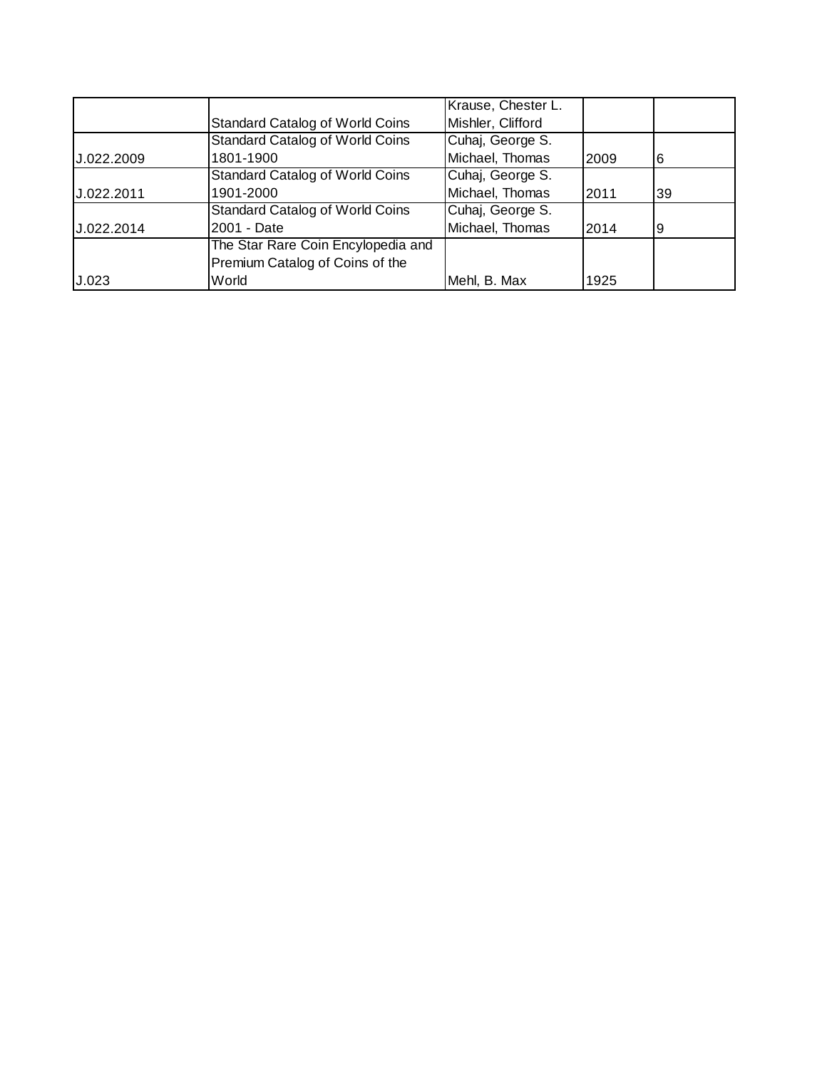| | | | | |
|---|---|---|---|---|
| | Standard Catalog of World Coins | Krause, Chester L. Mishler, Clifford | | |
| J.022.2009 | Standard Catalog of World Coins 1801-1900 | Cuhaj, George S. Michael, Thomas | 2009 | 6 |
| J.022.2011 | Standard Catalog of World Coins 1901-2000 | Cuhaj, George S. Michael, Thomas | 2011 | 39 |
| J.022.2014 | Standard Catalog of World Coins 2001 - Date | Cuhaj, George S. Michael, Thomas | 2014 | 9 |
| J.023 | The Star Rare Coin Encylopedia and Premium Catalog of Coins of the World | Mehl, B. Max | 1925 | |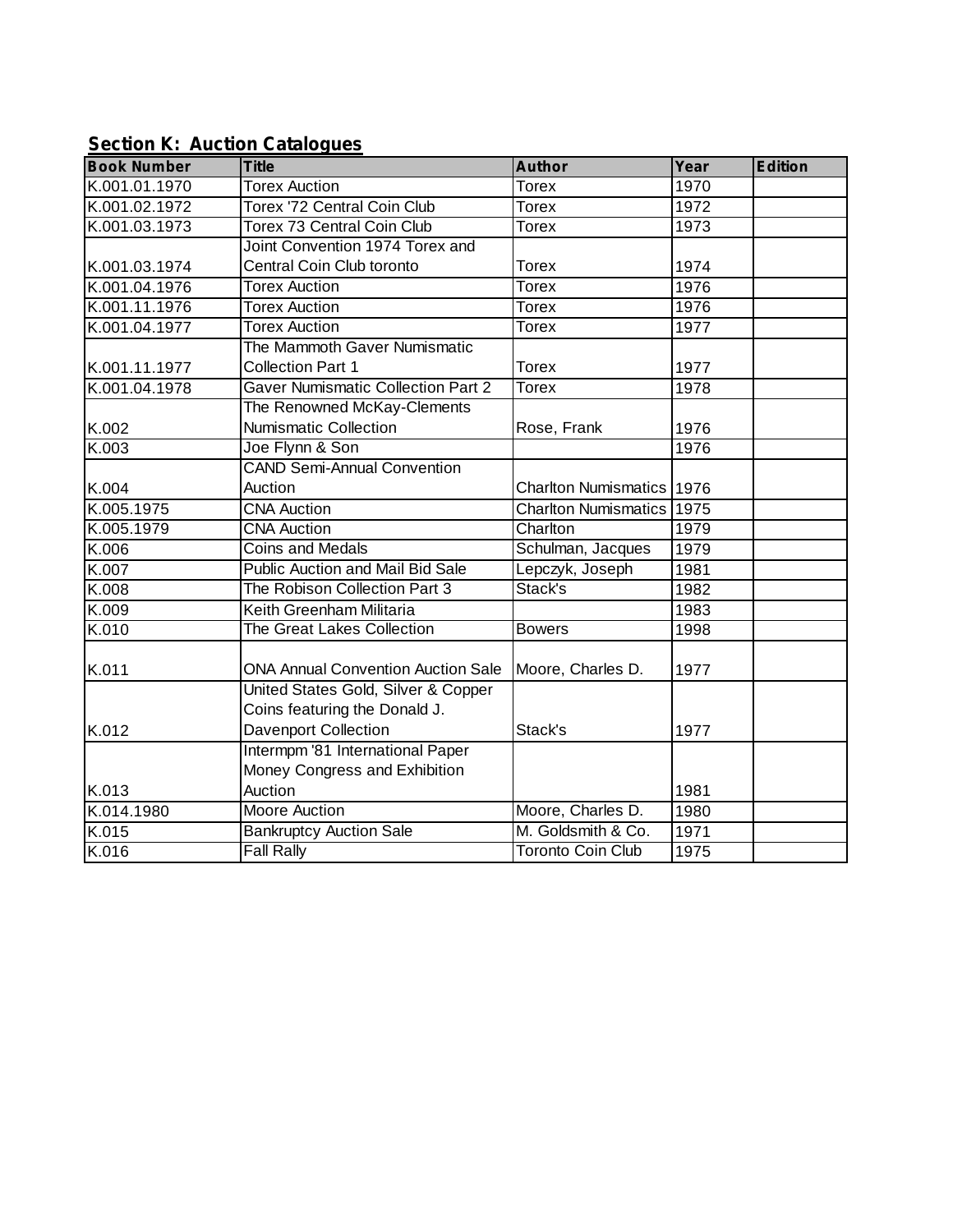## Section K: Auction Catalogues

| Book Number | Title | Author | Year | Edition |
|---|---|---|---|---|
| K.001.01.1970 | Torex Auction | Torex | 1970 | |
| K.001.02.1972 | Torex '72 Central Coin Club | Torex | 1972 | |
| K.001.03.1973 | Torex 73 Central Coin Club | Torex | 1973 | |
| K.001.03.1974 | Joint Convention 1974 Torex and Central Coin Club toronto | Torex | 1974 | |
| K.001.04.1976 | Torex Auction | Torex | 1976 | |
| K.001.11.1976 | Torex Auction | Torex | 1976 | |
| K.001.04.1977 | Torex Auction | Torex | 1977 | |
| K.001.11.1977 | The Mammoth Gaver Numismatic Collection Part 1 | Torex | 1977 | |
| K.001.04.1978 | Gaver Numismatic Collection Part 2 | Torex | 1978 | |
| K.002 | The Renowned McKay-Clements Numismatic Collection | Rose, Frank | 1976 | |
| K.003 | Joe Flynn & Son | | 1976 | |
| K.004 | CAND Semi-Annual Convention Auction | Charlton Numismatics | 1976 | |
| K.005.1975 | CNA Auction | Charlton Numismatics | 1975 | |
| K.005.1979 | CNA Auction | Charlton | 1979 | |
| K.006 | Coins and Medals | Schulman, Jacques | 1979 | |
| K.007 | Public Auction and Mail Bid Sale | Lepczyk, Joseph | 1981 | |
| K.008 | The Robison Collection Part 3 | Stack's | 1982 | |
| K.009 | Keith Greenham Militaria | | 1983 | |
| K.010 | The Great Lakes Collection | Bowers | 1998 | |
| K.011 | ONA Annual Convention Auction Sale | Moore, Charles D. | 1977 | |
| K.012 | United States Gold, Silver & Copper Coins featuring the Donald J. Davenport Collection | Stack's | 1977 | |
| K.013 | Intermpm '81 International Paper Money Congress and Exhibition Auction | | 1981 | |
| K.014.1980 | Moore Auction | Moore, Charles D. | 1980 | |
| K.015 | Bankruptcy Auction Sale | M. Goldsmith & Co. | 1971 | |
| K.016 | Fall Rally | Toronto Coin Club | 1975 | |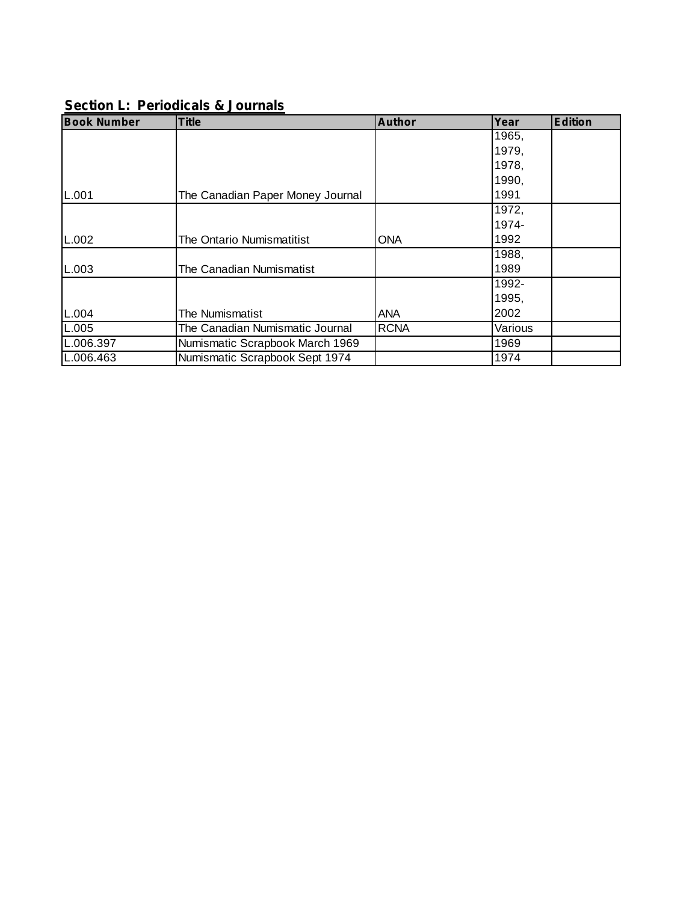## Section L: Periodicals & Journals

| Book Number | Title | Author | Year | Edition |
|---|---|---|---|---|
| L.001 | The Canadian Paper Money Journal | | 1965, 1979, 1978, 1990, 1991 | |
| L.002 | The Ontario Numismatitist | ONA | 1972, 1974-1992 | |
| L.003 | The Canadian Numismatist | | 1988, 1989 | |
| L.004 | The Numismatist | ANA | 1992-1995, 2002 | |
| L.005 | The Canadian Numismatic Journal | RCNA | Various | |
| L.006.397 | Numismatic Scrapbook March 1969 | | 1969 | |
| L.006.463 | Numismatic Scrapbook Sept 1974 | | 1974 | |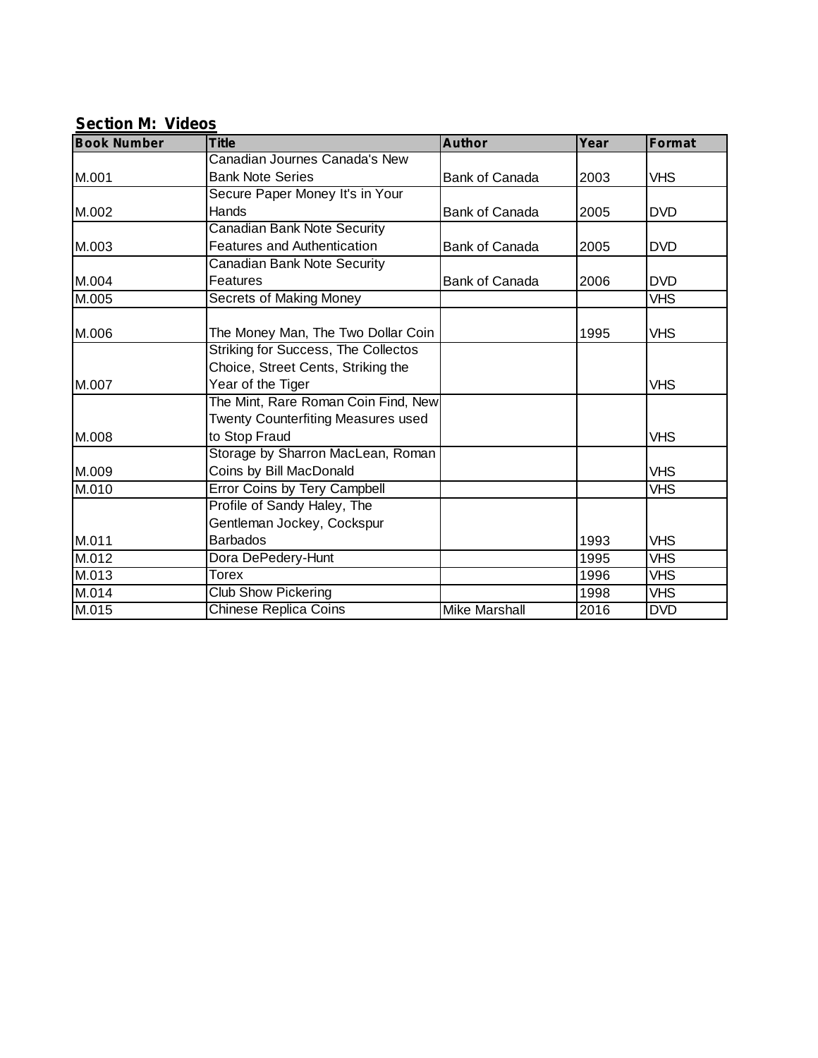**Section M: Videos**

| Book Number | Title | Author | Year | Format |
|---|---|---|---|---|
| M.001 | Canadian Journes Canada's New Bank Note Series | Bank of Canada | 2003 | VHS |
| M.002 | Secure Paper Money It's in Your Hands | Bank of Canada | 2005 | DVD |
| M.003 | Canadian Bank Note Security Features and Authentication | Bank of Canada | 2005 | DVD |
| M.004 | Canadian Bank Note Security Features | Bank of Canada | 2006 | DVD |
| M.005 | Secrets of Making Money | | | VHS |
| M.006 | The Money Man, The Two Dollar Coin | | 1995 | VHS |
| M.007 | Striking for Success, The Collectos Choice, Street Cents, Striking the Year of the Tiger | | | VHS |
| M.008 | The Mint, Rare Roman Coin Find, New Twenty Counterfiting Measures used to Stop Fraud | | | VHS |
| M.009 | Storage by Sharron MacLean, Roman Coins by Bill MacDonald | | | VHS |
| M.010 | Error Coins by Tery Campbell | | | VHS |
| M.011 | Profile of Sandy Haley, The Gentleman Jockey, Cockspur Barbados | | 1993 | VHS |
| M.012 | Dora DePedery-Hunt | | 1995 | VHS |
| M.013 | Torex | | 1996 | VHS |
| M.014 | Club Show Pickering | | 1998 | VHS |
| M.015 | Chinese Replica Coins | Mike Marshall | 2016 | DVD |